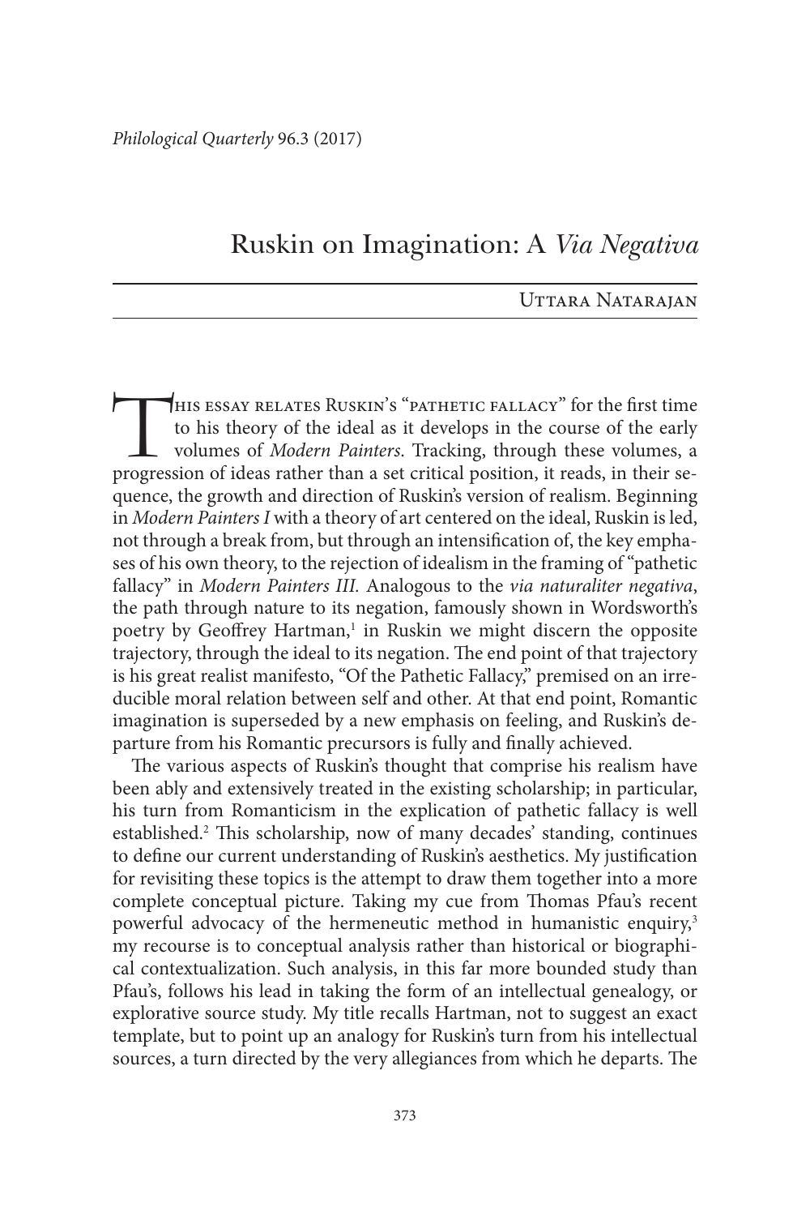# Ruskin on Imagination: A *Via Negativa*

Uttara Natarajan

This essay relates Ruskin's "pathetic fallacy" for the first time to his theory of the ideal as it develops in the course of the early volumes of *Modern Painters*. Tracking, through these volumes, a progression of ideas rather than a set critical position, it reads, in their sequence, the growth and direction of Ruskin's version of realism. Beginning in *Modern Painters I* with a theory of art centered on the ideal, Ruskin is led, not through a break from, but through an intensification of, the key emphases of his own theory, to the rejection of idealism in the framing of "pathetic fallacy" in *Modern Painters III*. Analogous to the *via naturaliter negativa*, the path through nature to its negation, famously shown in Wordsworth's poetry by Geoffrey Hartman,[1] in Ruskin we might discern the opposite trajectory, through the ideal to its negation. The end point of that trajectory is his great realist manifesto, "Of the Pathetic Fallacy," premised on an irreducible moral relation between self and other. At that end point, Romantic imagination is superseded by a new emphasis on feeling, and Ruskin's departure from his Romantic precursors is fully and finally achieved.

The various aspects of Ruskin's thought that comprise his realism have been ably and extensively treated in the existing scholarship; in particular, his turn from Romanticism in the explication of pathetic fallacy is well established.[2] This scholarship, now of many decades' standing, continues to define our current understanding of Ruskin's aesthetics. My justification for revisiting these topics is the attempt to draw them together into a more complete conceptual picture. Taking my cue from Thomas Pfau's recent powerful advocacy of the hermeneutic method in humanistic enquiry,[3] my recourse is to conceptual analysis rather than historical or biographical contextualization. Such analysis, in this far more bounded study than Pfau's, follows his lead in taking the form of an intellectual genealogy, or explorative source study. My title recalls Hartman, not to suggest an exact template, but to point up an analogy for Ruskin's turn from his intellectual sources, a turn directed by the very allegiances from which he departs. The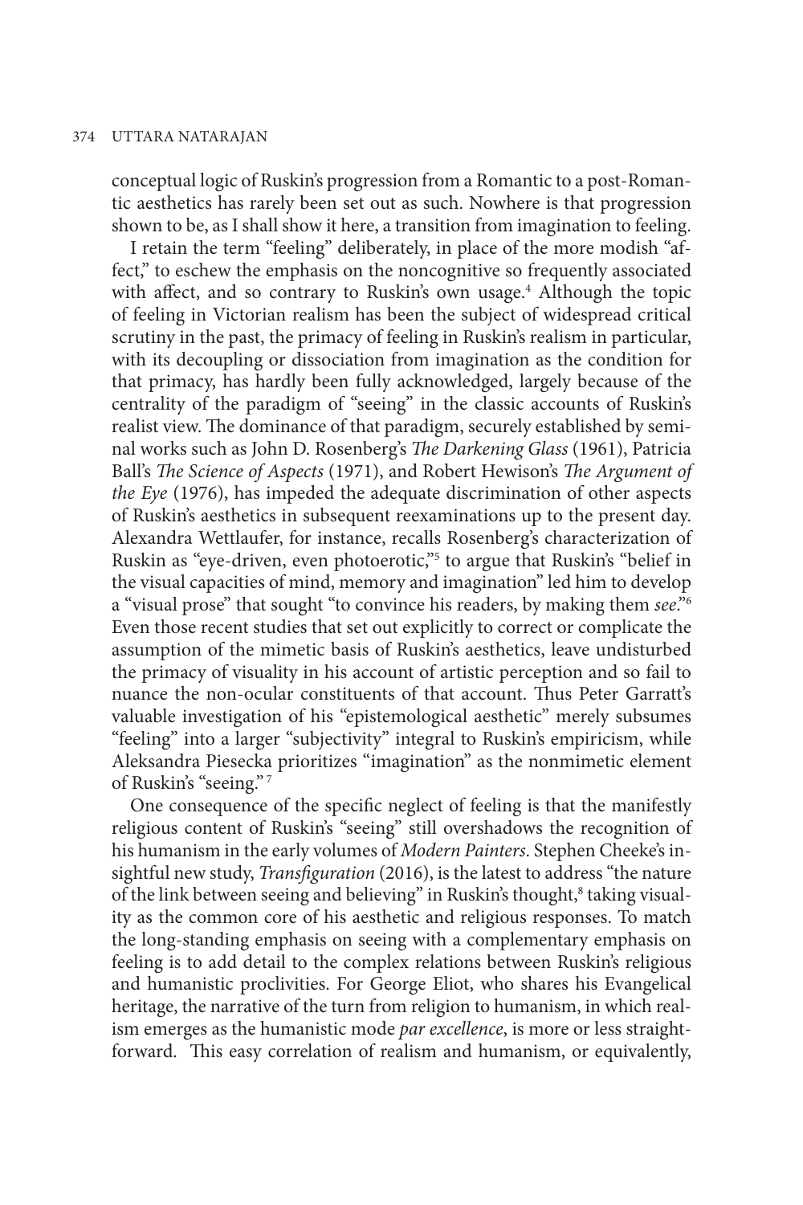conceptual logic of Ruskin's progression from a Romantic to a post-Romantic aesthetics has rarely been set out as such. Nowhere is that progression shown to be, as I shall show it here, a transition from imagination to feeling.

I retain the term "feeling" deliberately, in place of the more modish "affect," to eschew the emphasis on the noncognitive so frequently associated with affect, and so contrary to Ruskin's own usage.[4] Although the topic of feeling in Victorian realism has been the subject of widespread critical scrutiny in the past, the primacy of feeling in Ruskin's realism in particular, with its decoupling or dissociation from imagination as the condition for that primacy, has hardly been fully acknowledged, largely because of the centrality of the paradigm of "seeing" in the classic accounts of Ruskin's realist view. The dominance of that paradigm, securely established by seminal works such as John D. Rosenberg's *The Darkening Glass* (1961), Patricia Ball's *The Science of Aspects* (1971), and Robert Hewison's *The Argument of the Eye* (1976), has impeded the adequate discrimination of other aspects of Ruskin's aesthetics in subsequent reexaminations up to the present day. Alexandra Wettlaufer, for instance, recalls Rosenberg's characterization of Ruskin as "eye-driven, even photoerotic,"[5] to argue that Ruskin's "belief in the visual capacities of mind, memory and imagination" led him to develop a "visual prose" that sought "to convince his readers, by making them *see*."[6] Even those recent studies that set out explicitly to correct or complicate the assumption of the mimetic basis of Ruskin's aesthetics, leave undisturbed the primacy of visuality in his account of artistic perception and so fail to nuance the non-ocular constituents of that account. Thus Peter Garratt's valuable investigation of his "epistemological aesthetic" merely subsumes "feeling" into a larger "subjectivity" integral to Ruskin's empiricism, while Aleksandra Piesecka prioritizes "imagination" as the nonmimetic element of Ruskin's "seeing."[7]

One consequence of the specific neglect of feeling is that the manifestly religious content of Ruskin's "seeing" still overshadows the recognition of his humanism in the early volumes of *Modern Painters*. Stephen Cheeke's insightful new study, *Transfiguration* (2016), is the latest to address "the nature of the link between seeing and believing" in Ruskin's thought,[8] taking visuality as the common core of his aesthetic and religious responses. To match the long-standing emphasis on seeing with a complementary emphasis on feeling is to add detail to the complex relations between Ruskin's religious and humanistic proclivities. For George Eliot, who shares his Evangelical heritage, the narrative of the turn from religion to humanism, in which realism emerges as the humanistic mode *par excellence*, is more or less straightforward. This easy correlation of realism and humanism, or equivalently,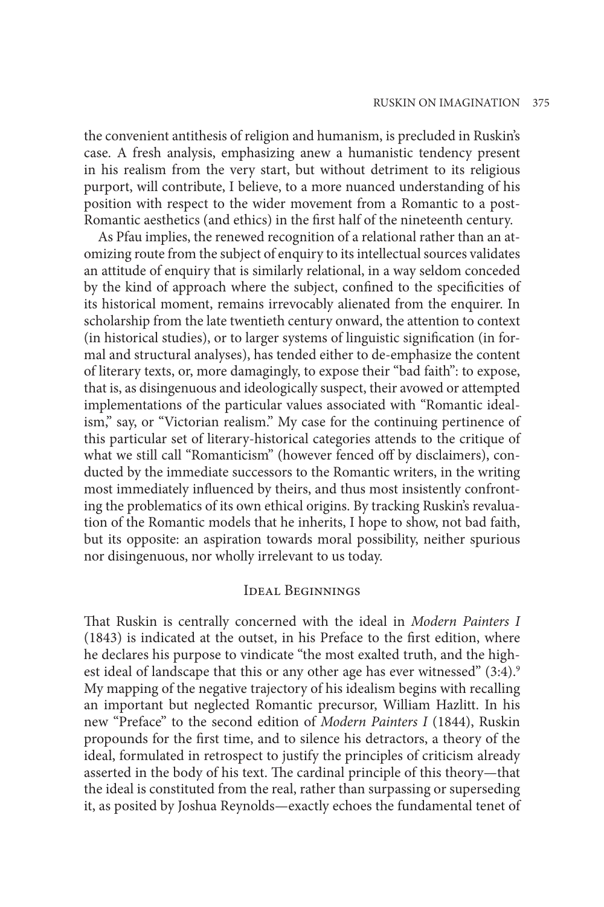the convenient antithesis of religion and humanism, is precluded in Ruskin's case. A fresh analysis, emphasizing anew a humanistic tendency present in his realism from the very start, but without detriment to its religious purport, will contribute, I believe, to a more nuanced understanding of his position with respect to the wider movement from a Romantic to a post-Romantic aesthetics (and ethics) in the first half of the nineteenth century.

As Pfau implies, the renewed recognition of a relational rather than an atomizing route from the subject of enquiry to its intellectual sources validates an attitude of enquiry that is similarly relational, in a way seldom conceded by the kind of approach where the subject, confined to the specificities of its historical moment, remains irrevocably alienated from the enquirer. In scholarship from the late twentieth century onward, the attention to context (in historical studies), or to larger systems of linguistic signification (in formal and structural analyses), has tended either to de-emphasize the content of literary texts, or, more damagingly, to expose their "bad faith": to expose, that is, as disingenuous and ideologically suspect, their avowed or attempted implementations of the particular values associated with "Romantic idealism," say, or "Victorian realism." My case for the continuing pertinence of this particular set of literary-historical categories attends to the critique of what we still call "Romanticism" (however fenced off by disclaimers), conducted by the immediate successors to the Romantic writers, in the writing most immediately influenced by theirs, and thus most insistently confronting the problematics of its own ethical origins. By tracking Ruskin's revaluation of the Romantic models that he inherits, I hope to show, not bad faith, but its opposite: an aspiration towards moral possibility, neither spurious nor disingenuous, nor wholly irrelevant to us today.

## Ideal Beginnings

That Ruskin is centrally concerned with the ideal in *Modern Painters I* (1843) is indicated at the outset, in his Preface to the first edition, where he declares his purpose to vindicate "the most exalted truth, and the highest ideal of landscape that this or any other age has ever witnessed" (3:4).[9] My mapping of the negative trajectory of his idealism begins with recalling an important but neglected Romantic precursor, William Hazlitt. In his new "Preface" to the second edition of *Modern Painters I* (1844), Ruskin propounds for the first time, and to silence his detractors, a theory of the ideal, formulated in retrospect to justify the principles of criticism already asserted in the body of his text. The cardinal principle of this theory—that the ideal is constituted from the real, rather than surpassing or superseding it, as posited by Joshua Reynolds—exactly echoes the fundamental tenet of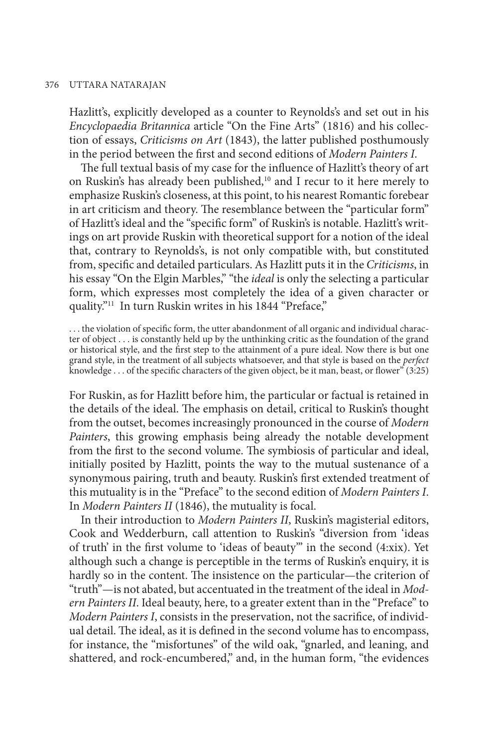Hazlitt's, explicitly developed as a counter to Reynolds's and set out in his *Encyclopaedia Britannica* article "On the Fine Arts" (1816) and his collection of essays, *Criticisms on Art* (1843), the latter published posthumously in the period between the first and second editions of *Modern Painters I*.

The full textual basis of my case for the influence of Hazlitt's theory of art on Ruskin's has already been published,[10] and I recur to it here merely to emphasize Ruskin's closeness, at this point, to his nearest Romantic forebear in art criticism and theory. The resemblance between the "particular form" of Hazlitt's ideal and the "specific form" of Ruskin's is notable. Hazlitt's writings on art provide Ruskin with theoretical support for a notion of the ideal that, contrary to Reynolds's, is not only compatible with, but constituted from, specific and detailed particulars. As Hazlitt puts it in the *Criticisms*, in his essay "On the Elgin Marbles," "the *ideal* is only the selecting a particular form, which expresses most completely the idea of a given character or quality."[11] In turn Ruskin writes in his 1844 "Preface,"

> . . . the violation of specific form, the utter abandonment of all organic and individual character of object . . . is constantly held up by the unthinking critic as the foundation of the grand or historical style, and the first step to the attainment of a pure ideal. Now there is but one grand style, in the treatment of all subjects whatsoever, and that style is based on the *perfect* knowledge . . . of the specific characters of the given object, be it man, beast, or flower" (3:25)

For Ruskin, as for Hazlitt before him, the particular or factual is retained in the details of the ideal. The emphasis on detail, critical to Ruskin's thought from the outset, becomes increasingly pronounced in the course of *Modern Painters*, this growing emphasis being already the notable development from the first to the second volume. The symbiosis of particular and ideal, initially posited by Hazlitt, points the way to the mutual sustenance of a synonymous pairing, truth and beauty. Ruskin's first extended treatment of this mutuality is in the "Preface" to the second edition of *Modern Painters I*. In *Modern Painters II* (1846), the mutuality is focal.

In their introduction to *Modern Painters II*, Ruskin's magisterial editors, Cook and Wedderburn, call attention to Ruskin's "diversion from 'ideas of truth' in the first volume to 'ideas of beauty'" in the second (4:xix). Yet although such a change is perceptible in the terms of Ruskin's enquiry, it is hardly so in the content. The insistence on the particular—the criterion of "truth"—is not abated, but accentuated in the treatment of the ideal in *Modern Painters II*. Ideal beauty, here, to a greater extent than in the "Preface" to *Modern Painters I*, consists in the preservation, not the sacrifice, of individual detail. The ideal, as it is defined in the second volume has to encompass, for instance, the "misfortunes" of the wild oak, "gnarled, and leaning, and shattered, and rock-encumbered," and, in the human form, "the evidences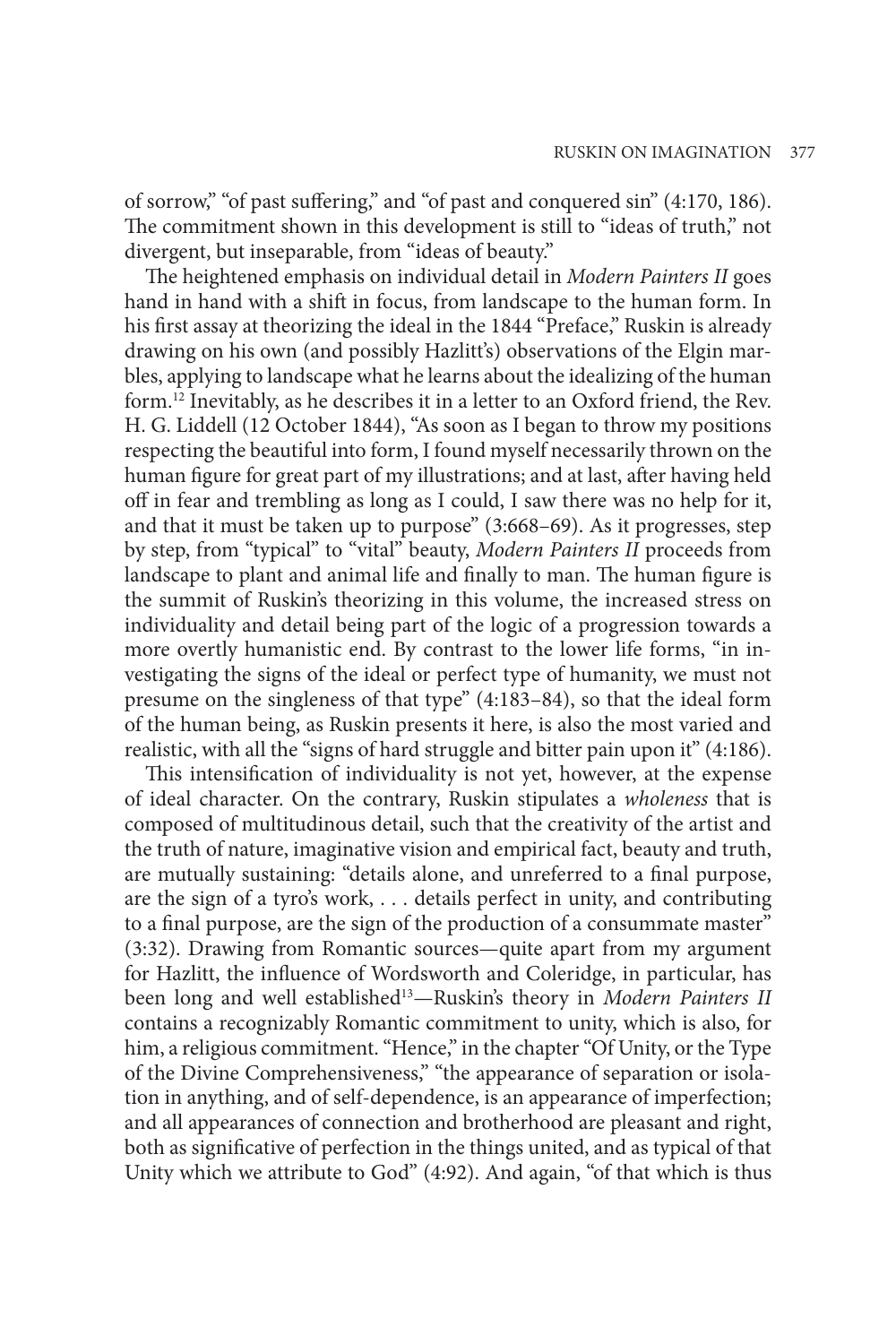of sorrow," "of past suffering," and "of past and conquered sin" (4:170, 186). The commitment shown in this development is still to "ideas of truth," not divergent, but inseparable, from "ideas of beauty."

The heightened emphasis on individual detail in *Modern Painters II* goes hand in hand with a shift in focus, from landscape to the human form. In his first assay at theorizing the ideal in the 1844 "Preface," Ruskin is already drawing on his own (and possibly Hazlitt's) observations of the Elgin marbles, applying to landscape what he learns about the idealizing of the human form.[12] Inevitably, as he describes it in a letter to an Oxford friend, the Rev. H. G. Liddell (12 October 1844), "As soon as I began to throw my positions respecting the beautiful into form, I found myself necessarily thrown on the human figure for great part of my illustrations; and at last, after having held off in fear and trembling as long as I could, I saw there was no help for it, and that it must be taken up to purpose" (3:668–69). As it progresses, step by step, from "typical" to "vital" beauty, *Modern Painters II* proceeds from landscape to plant and animal life and finally to man. The human figure is the summit of Ruskin's theorizing in this volume, the increased stress on individuality and detail being part of the logic of a progression towards a more overtly humanistic end. By contrast to the lower life forms, "in investigating the signs of the ideal or perfect type of humanity, we must not presume on the singleness of that type" (4:183–84), so that the ideal form of the human being, as Ruskin presents it here, is also the most varied and realistic, with all the "signs of hard struggle and bitter pain upon it" (4:186).

This intensification of individuality is not yet, however, at the expense of ideal character. On the contrary, Ruskin stipulates a *wholeness* that is composed of multitudinous detail, such that the creativity of the artist and the truth of nature, imaginative vision and empirical fact, beauty and truth, are mutually sustaining: "details alone, and unreferred to a final purpose, are the sign of a tyro's work, . . . details perfect in unity, and contributing to a final purpose, are the sign of the production of a consummate master" (3:32). Drawing from Romantic sources—quite apart from my argument for Hazlitt, the influence of Wordsworth and Coleridge, in particular, has been long and well established[13]—Ruskin's theory in *Modern Painters II* contains a recognizably Romantic commitment to unity, which is also, for him, a religious commitment. "Hence," in the chapter "Of Unity, or the Type of the Divine Comprehensiveness," "the appearance of separation or isolation in anything, and of self-dependence, is an appearance of imperfection; and all appearances of connection and brotherhood are pleasant and right, both as significative of perfection in the things united, and as typical of that Unity which we attribute to God" (4:92). And again, "of that which is thus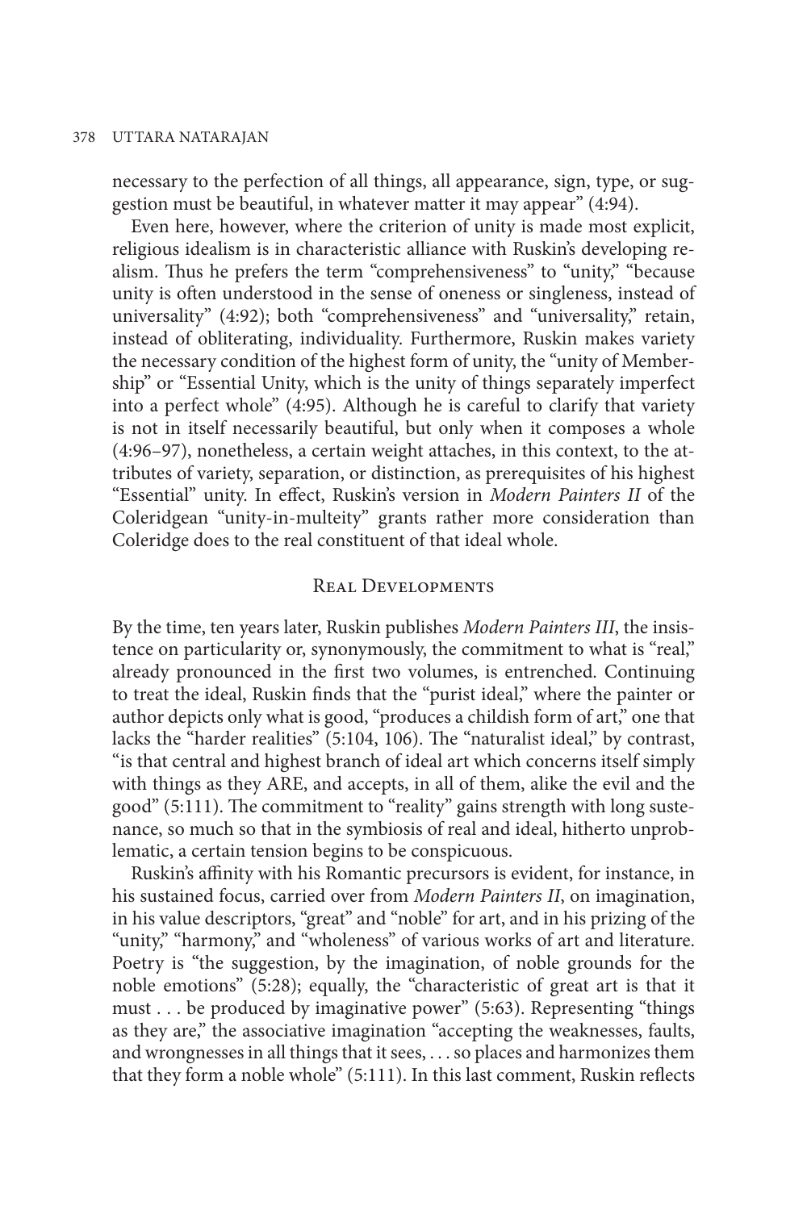necessary to the perfection of all things, all appearance, sign, type, or suggestion must be beautiful, in whatever matter it may appear" (4:94).

Even here, however, where the criterion of unity is made most explicit, religious idealism is in characteristic alliance with Ruskin's developing realism. Thus he prefers the term "comprehensiveness" to "unity," "because unity is often understood in the sense of oneness or singleness, instead of universality" (4:92); both "comprehensiveness" and "universality," retain, instead of obliterating, individuality. Furthermore, Ruskin makes variety the necessary condition of the highest form of unity, the "unity of Membership" or "Essential Unity, which is the unity of things separately imperfect into a perfect whole" (4:95). Although he is careful to clarify that variety is not in itself necessarily beautiful, but only when it composes a whole (4:96–97), nonetheless, a certain weight attaches, in this context, to the attributes of variety, separation, or distinction, as prerequisites of his highest "Essential" unity. In effect, Ruskin's version in *Modern Painters II* of the Coleridgean "unity-in-multeity" grants rather more consideration than Coleridge does to the real constituent of that ideal whole.

## Real Developments

By the time, ten years later, Ruskin publishes *Modern Painters III*, the insistence on particularity or, synonymously, the commitment to what is "real," already pronounced in the first two volumes, is entrenched. Continuing to treat the ideal, Ruskin finds that the "purist ideal," where the painter or author depicts only what is good, "produces a childish form of art," one that lacks the "harder realities" (5:104, 106). The "naturalist ideal," by contrast, "is that central and highest branch of ideal art which concerns itself simply with things as they ARE, and accepts, in all of them, alike the evil and the good" (5:111). The commitment to "reality" gains strength with long sustenance, so much so that in the symbiosis of real and ideal, hitherto unproblematic, a certain tension begins to be conspicuous.

Ruskin's affinity with his Romantic precursors is evident, for instance, in his sustained focus, carried over from *Modern Painters II*, on imagination, in his value descriptors, "great" and "noble" for art, and in his prizing of the "unity," "harmony," and "wholeness" of various works of art and literature. Poetry is "the suggestion, by the imagination, of noble grounds for the noble emotions" (5:28); equally, the "characteristic of great art is that it must . . . be produced by imaginative power" (5:63). Representing "things as they are," the associative imagination "accepting the weaknesses, faults, and wrongnesses in all things that it sees, . . . so places and harmonizes them that they form a noble whole" (5:111). In this last comment, Ruskin reflects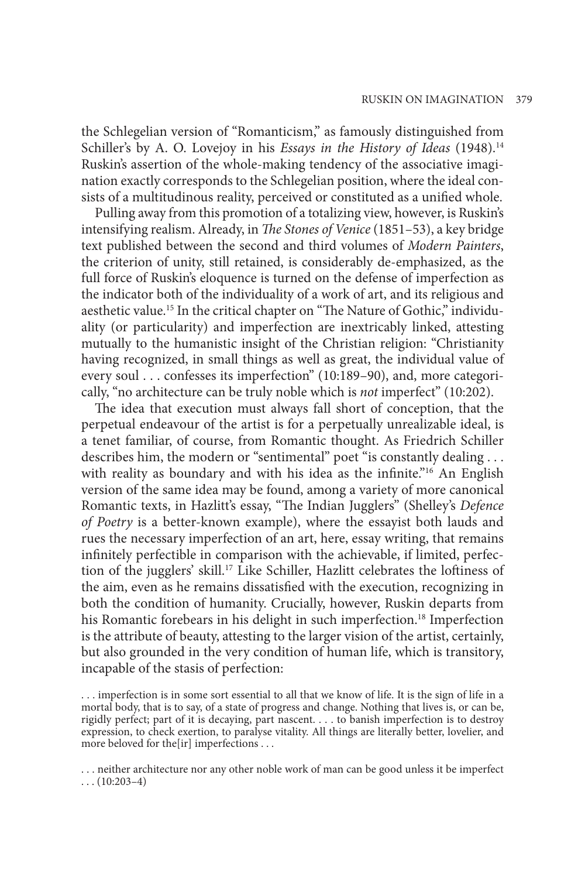the Schlegelian version of "Romanticism," as famously distinguished from Schiller's by A. O. Lovejoy in his *Essays in the History of Ideas* (1948).[14] Ruskin's assertion of the whole-making tendency of the associative imagination exactly corresponds to the Schlegelian position, where the ideal consists of a multitudinous reality, perceived or constituted as a unified whole.

Pulling away from this promotion of a totalizing view, however, is Ruskin's intensifying realism. Already, in *The Stones of Venice* (1851–53), a key bridge text published between the second and third volumes of *Modern Painters*, the criterion of unity, still retained, is considerably de-emphasized, as the full force of Ruskin's eloquence is turned on the defense of imperfection as the indicator both of the individuality of a work of art, and its religious and aesthetic value.[15] In the critical chapter on "The Nature of Gothic," individuality (or particularity) and imperfection are inextricably linked, attesting mutually to the humanistic insight of the Christian religion: "Christianity having recognized, in small things as well as great, the individual value of every soul . . . confesses its imperfection" (10:189–90), and, more categorically, "no architecture can be truly noble which is *not* imperfect" (10:202).

The idea that execution must always fall short of conception, that the perpetual endeavour of the artist is for a perpetually unrealizable ideal, is a tenet familiar, of course, from Romantic thought. As Friedrich Schiller describes him, the modern or "sentimental" poet "is constantly dealing . . . with reality as boundary and with his idea as the infinite."[16] An English version of the same idea may be found, among a variety of more canonical Romantic texts, in Hazlitt's essay, "The Indian Jugglers" (Shelley's *Defence of Poetry* is a better-known example), where the essayist both lauds and rues the necessary imperfection of an art, here, essay writing, that remains infinitely perfectible in comparison with the achievable, if limited, perfection of the jugglers' skill.[17] Like Schiller, Hazlitt celebrates the loftiness of the aim, even as he remains dissatisfied with the execution, recognizing in both the condition of humanity. Crucially, however, Ruskin departs from his Romantic forebears in his delight in such imperfection.[18] Imperfection is the attribute of beauty, attesting to the larger vision of the artist, certainly, but also grounded in the very condition of human life, which is transitory, incapable of the stasis of perfection:

> . . . imperfection is in some sort essential to all that we know of life. It is the sign of life in a mortal body, that is to say, of a state of progress and change. Nothing that lives is, or can be, rigidly perfect; part of it is decaying, part nascent. . . . to banish imperfection is to destroy expression, to check exertion, to paralyse vitality. All things are literally better, lovelier, and more beloved for the[ir] imperfections . . .
>
> . . . neither architecture nor any other noble work of man can be good unless it be imperfect . . . (10:203–4)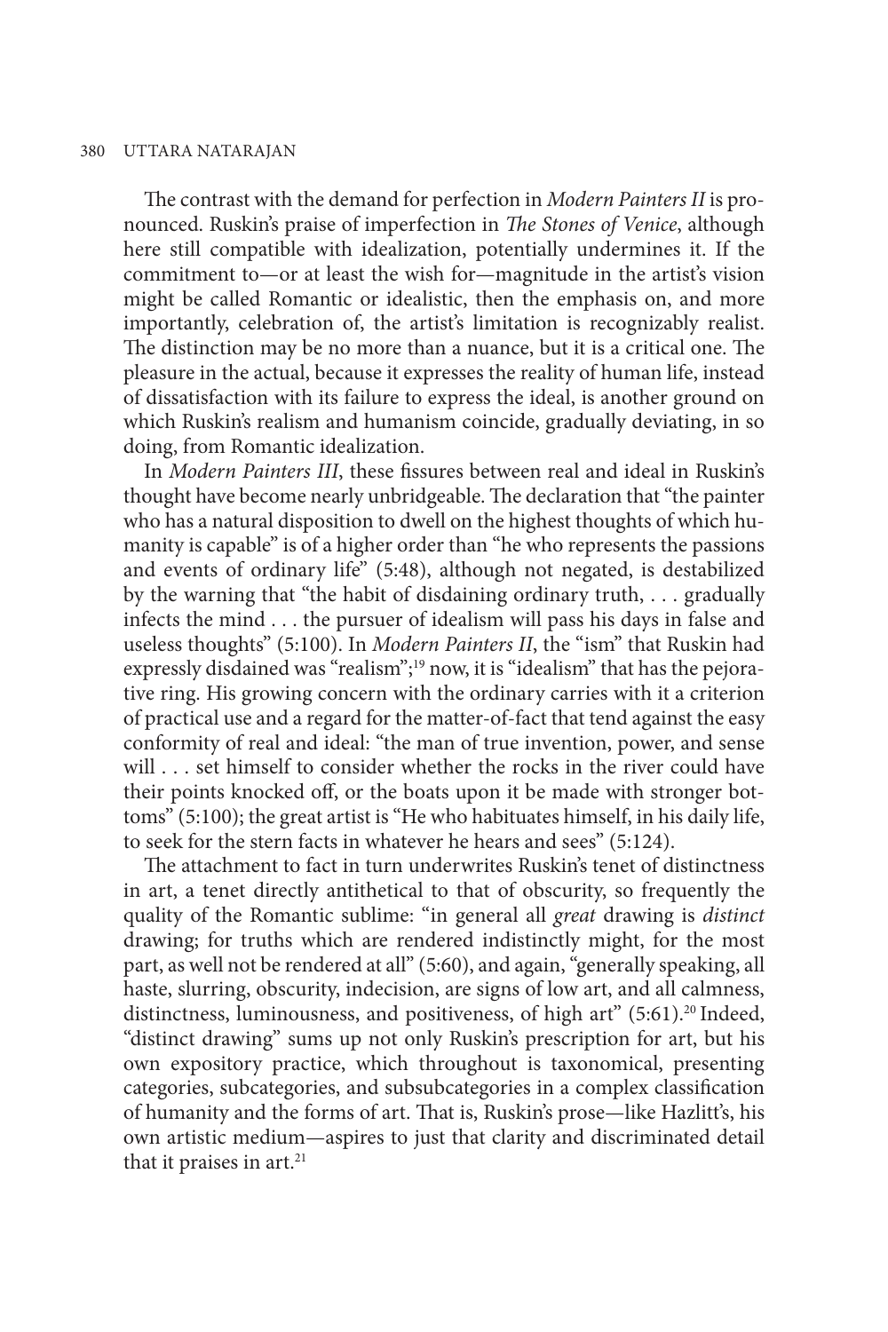The contrast with the demand for perfection in *Modern Painters II* is pronounced. Ruskin's praise of imperfection in *The Stones of Venice*, although here still compatible with idealization, potentially undermines it. If the commitment to—or at least the wish for—magnitude in the artist's vision might be called Romantic or idealistic, then the emphasis on, and more importantly, celebration of, the artist's limitation is recognizably realist. The distinction may be no more than a nuance, but it is a critical one. The pleasure in the actual, because it expresses the reality of human life, instead of dissatisfaction with its failure to express the ideal, is another ground on which Ruskin's realism and humanism coincide, gradually deviating, in so doing, from Romantic idealization.

In *Modern Painters III*, these fissures between real and ideal in Ruskin's thought have become nearly unbridgeable. The declaration that "the painter who has a natural disposition to dwell on the highest thoughts of which humanity is capable" is of a higher order than "he who represents the passions and events of ordinary life" (5:48), although not negated, is destabilized by the warning that "the habit of disdaining ordinary truth, . . . gradually infects the mind . . . the pursuer of idealism will pass his days in false and useless thoughts" (5:100). In *Modern Painters II*, the "ism" that Ruskin had expressly disdained was "realism";[19] now, it is "idealism" that has the pejorative ring. His growing concern with the ordinary carries with it a criterion of practical use and a regard for the matter-of-fact that tend against the easy conformity of real and ideal: "the man of true invention, power, and sense will . . . set himself to consider whether the rocks in the river could have their points knocked off, or the boats upon it be made with stronger bottoms" (5:100); the great artist is "He who habituates himself, in his daily life, to seek for the stern facts in whatever he hears and sees" (5:124).

The attachment to fact in turn underwrites Ruskin's tenet of distinctness in art, a tenet directly antithetical to that of obscurity, so frequently the quality of the Romantic sublime: "in general all *great* drawing is *distinct* drawing; for truths which are rendered indistinctly might, for the most part, as well not be rendered at all" (5:60), and again, "generally speaking, all haste, slurring, obscurity, indecision, are signs of low art, and all calmness, distinctness, luminousness, and positiveness, of high art" (5:61).[20] Indeed, "distinct drawing" sums up not only Ruskin's prescription for art, but his own expository practice, which throughout is taxonomical, presenting categories, subcategories, and subsubcategories in a complex classification of humanity and the forms of art. That is, Ruskin's prose—like Hazlitt's, his own artistic medium—aspires to just that clarity and discriminated detail that it praises in art.[21]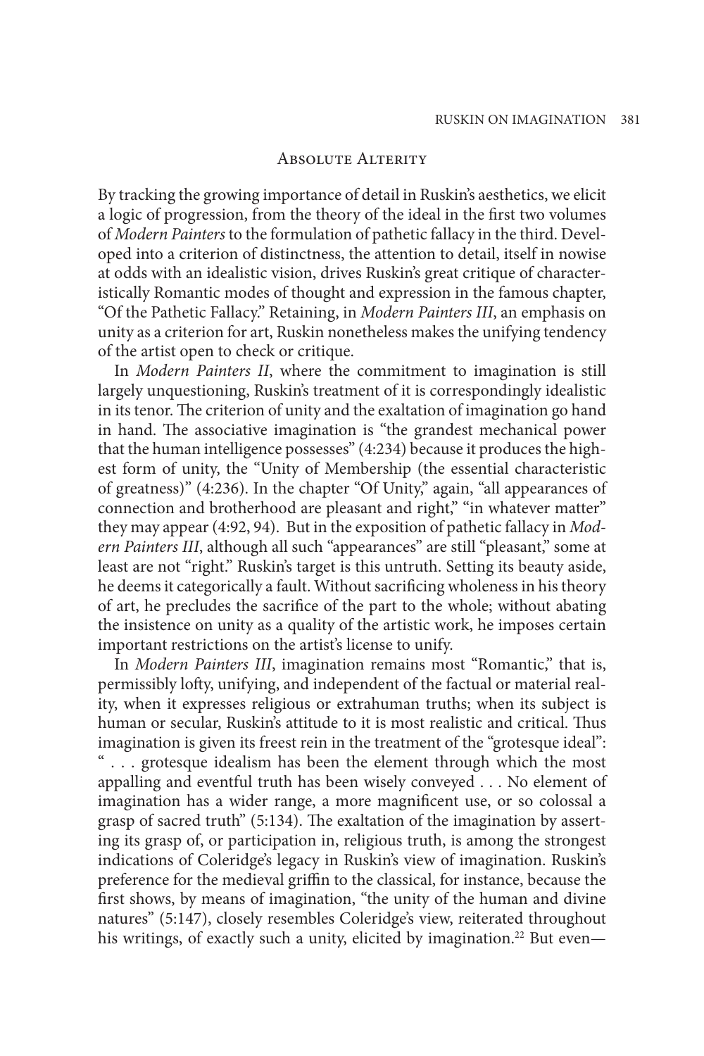## Absolute Alterity

By tracking the growing importance of detail in Ruskin's aesthetics, we elicit a logic of progression, from the theory of the ideal in the first two volumes of *Modern Painters* to the formulation of pathetic fallacy in the third. Developed into a criterion of distinctness, the attention to detail, itself in nowise at odds with an idealistic vision, drives Ruskin's great critique of characteristically Romantic modes of thought and expression in the famous chapter, "Of the Pathetic Fallacy." Retaining, in *Modern Painters III*, an emphasis on unity as a criterion for art, Ruskin nonetheless makes the unifying tendency of the artist open to check or critique.

In *Modern Painters II*, where the commitment to imagination is still largely unquestioning, Ruskin's treatment of it is correspondingly idealistic in its tenor. The criterion of unity and the exaltation of imagination go hand in hand. The associative imagination is "the grandest mechanical power that the human intelligence possesses" (4:234) because it produces the highest form of unity, the "Unity of Membership (the essential characteristic of greatness)" (4:236). In the chapter "Of Unity," again, "all appearances of connection and brotherhood are pleasant and right," "in whatever matter" they may appear (4:92, 94). But in the exposition of pathetic fallacy in *Modern Painters III*, although all such "appearances" are still "pleasant," some at least are not "right." Ruskin's target is this untruth. Setting its beauty aside, he deems it categorically a fault. Without sacrificing wholeness in his theory of art, he precludes the sacrifice of the part to the whole; without abating the insistence on unity as a quality of the artistic work, he imposes certain important restrictions on the artist's license to unify.

In *Modern Painters III*, imagination remains most "Romantic," that is, permissibly lofty, unifying, and independent of the factual or material reality, when it expresses religious or extrahuman truths; when its subject is human or secular, Ruskin's attitude to it is most realistic and critical. Thus imagination is given its freest rein in the treatment of the "grotesque ideal": " . . . grotesque idealism has been the element through which the most appalling and eventful truth has been wisely conveyed . . . No element of imagination has a wider range, a more magnificent use, or so colossal a grasp of sacred truth" (5:134). The exaltation of the imagination by asserting its grasp of, or participation in, religious truth, is among the strongest indications of Coleridge's legacy in Ruskin's view of imagination. Ruskin's preference for the medieval griffin to the classical, for instance, because the first shows, by means of imagination, "the unity of the human and divine natures" (5:147), closely resembles Coleridge's view, reiterated throughout his writings, of exactly such a unity, elicited by imagination.[22] But even—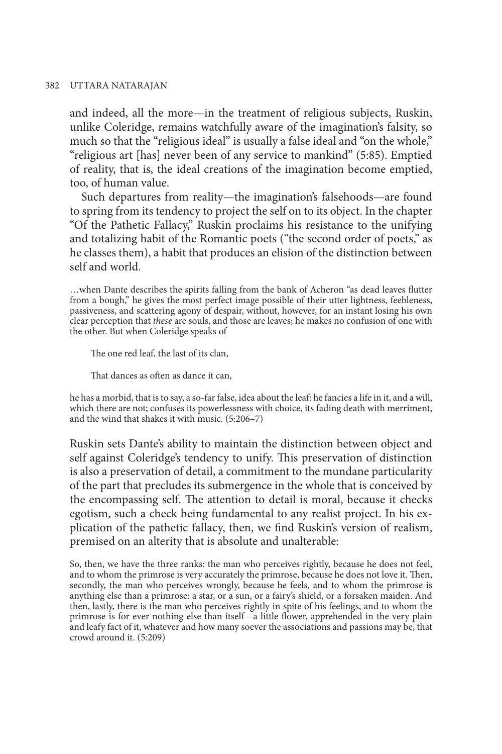and indeed, all the more—in the treatment of religious subjects, Ruskin, unlike Coleridge, remains watchfully aware of the imagination's falsity, so much so that the "religious ideal" is usually a false ideal and "on the whole," "religious art [has] never been of any service to mankind" (5:85). Emptied of reality, that is, the ideal creations of the imagination become emptied, too, of human value.

Such departures from reality—the imagination's falsehoods—are found to spring from its tendency to project the self on to its object. In the chapter "Of the Pathetic Fallacy," Ruskin proclaims his resistance to the unifying and totalizing habit of the Romantic poets ("the second order of poets," as he classes them), a habit that produces an elision of the distinction between self and world.

> …when Dante describes the spirits falling from the bank of Acheron "as dead leaves flutter from a bough," he gives the most perfect image possible of their utter lightness, feebleness, passiveness, and scattering agony of despair, without, however, for an instant losing his own clear perception that *these* are souls, and those are leaves; he makes no confusion of one with the other. But when Coleridge speaks of
>
> The one red leaf, the last of its clan,
>
> That dances as often as dance it can,
>
> he has a morbid, that is to say, a so-far false, idea about the leaf: he fancies a life in it, and a will, which there are not; confuses its powerlessness with choice, its fading death with merriment, and the wind that shakes it with music. (5:206–7)

Ruskin sets Dante's ability to maintain the distinction between object and self against Coleridge's tendency to unify. This preservation of distinction is also a preservation of detail, a commitment to the mundane particularity of the part that precludes its submergence in the whole that is conceived by the encompassing self. The attention to detail is moral, because it checks egotism, such a check being fundamental to any realist project. In his explication of the pathetic fallacy, then, we find Ruskin's version of realism, premised on an alterity that is absolute and unalterable:

> So, then, we have the three ranks: the man who perceives rightly, because he does not feel, and to whom the primrose is very accurately the primrose, because he does not love it. Then, secondly, the man who perceives wrongly, because he feels, and to whom the primrose is anything else than a primrose: a star, or a sun, or a fairy's shield, or a forsaken maiden. And then, lastly, there is the man who perceives rightly in spite of his feelings, and to whom the primrose is for ever nothing else than itself—a little flower, apprehended in the very plain and leafy fact of it, whatever and how many soever the associations and passions may be, that crowd around it. (5:209)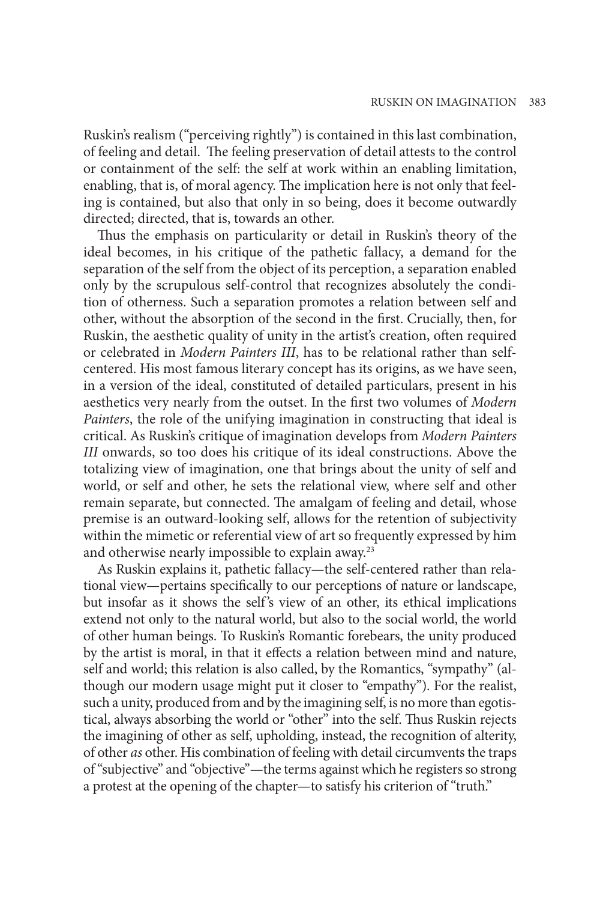Ruskin's realism ("perceiving rightly") is contained in this last combination, of feeling and detail. The feeling preservation of detail attests to the control or containment of the self: the self at work within an enabling limitation, enabling, that is, of moral agency. The implication here is not only that feeling is contained, but also that only in so being, does it become outwardly directed; directed, that is, towards an other.

Thus the emphasis on particularity or detail in Ruskin's theory of the ideal becomes, in his critique of the pathetic fallacy, a demand for the separation of the self from the object of its perception, a separation enabled only by the scrupulous self-control that recognizes absolutely the condition of otherness. Such a separation promotes a relation between self and other, without the absorption of the second in the first. Crucially, then, for Ruskin, the aesthetic quality of unity in the artist's creation, often required or celebrated in *Modern Painters III*, has to be relational rather than self-centered. His most famous literary concept has its origins, as we have seen, in a version of the ideal, constituted of detailed particulars, present in his aesthetics very nearly from the outset. In the first two volumes of *Modern Painters*, the role of the unifying imagination in constructing that ideal is critical. As Ruskin's critique of imagination develops from *Modern Painters III* onwards, so too does his critique of its ideal constructions. Above the totalizing view of imagination, one that brings about the unity of self and world, or self and other, he sets the relational view, where self and other remain separate, but connected. The amalgam of feeling and detail, whose premise is an outward-looking self, allows for the retention of subjectivity within the mimetic or referential view of art so frequently expressed by him and otherwise nearly impossible to explain away.[23]

As Ruskin explains it, pathetic fallacy—the self-centered rather than relational view—pertains specifically to our perceptions of nature or landscape, but insofar as it shows the self's view of an other, its ethical implications extend not only to the natural world, but also to the social world, the world of other human beings. To Ruskin's Romantic forebears, the unity produced by the artist is moral, in that it effects a relation between mind and nature, self and world; this relation is also called, by the Romantics, "sympathy" (although our modern usage might put it closer to "empathy"). For the realist, such a unity, produced from and by the imagining self, is no more than egotistical, always absorbing the world or "other" into the self. Thus Ruskin rejects the imagining of other as self, upholding, instead, the recognition of alterity, of other *as* other. His combination of feeling with detail circumvents the traps of "subjective" and "objective"—the terms against which he registers so strong a protest at the opening of the chapter—to satisfy his criterion of "truth."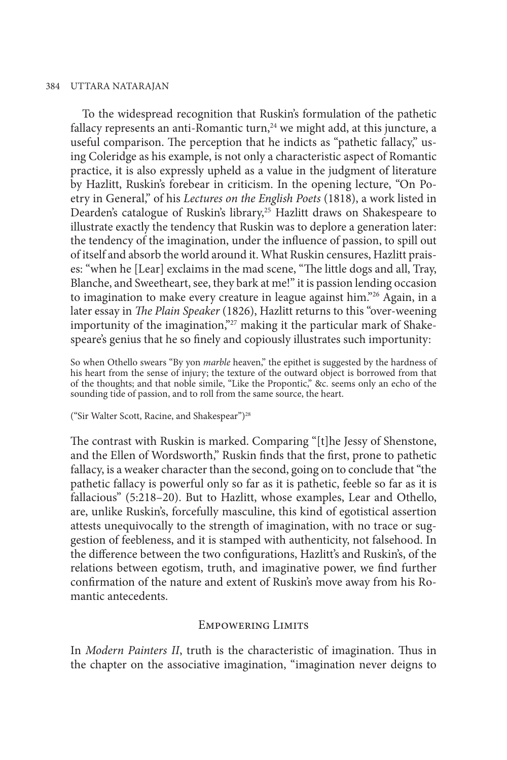To the widespread recognition that Ruskin's formulation of the pathetic fallacy represents an anti-Romantic turn,[24] we might add, at this juncture, a useful comparison. The perception that he indicts as "pathetic fallacy," using Coleridge as his example, is not only a characteristic aspect of Romantic practice, it is also expressly upheld as a value in the judgment of literature by Hazlitt, Ruskin's forebear in criticism. In the opening lecture, "On Poetry in General," of his *Lectures on the English Poets* (1818), a work listed in Dearden's catalogue of Ruskin's library,[25] Hazlitt draws on Shakespeare to illustrate exactly the tendency that Ruskin was to deplore a generation later: the tendency of the imagination, under the influence of passion, to spill out of itself and absorb the world around it. What Ruskin censures, Hazlitt praises: "when he [Lear] exclaims in the mad scene, "The little dogs and all, Tray, Blanche, and Sweetheart, see, they bark at me!" it is passion lending occasion to imagination to make every creature in league against him."[26] Again, in a later essay in *The Plain Speaker* (1826), Hazlitt returns to this "over-weening importunity of the imagination,"[27] making it the particular mark of Shakespeare's genius that he so finely and copiously illustrates such importunity:

> So when Othello swears "By yon *marble* heaven," the epithet is suggested by the hardness of his heart from the sense of injury; the texture of the outward object is borrowed from that of the thoughts; and that noble simile, "Like the Propontic," &c. seems only an echo of the sounding tide of passion, and to roll from the same source, the heart.
>
> ("Sir Walter Scott, Racine, and Shakespear")[28]

The contrast with Ruskin is marked. Comparing "[t]he Jessy of Shenstone, and the Ellen of Wordsworth," Ruskin finds that the first, prone to pathetic fallacy, is a weaker character than the second, going on to conclude that "the pathetic fallacy is powerful only so far as it is pathetic, feeble so far as it is fallacious" (5:218–20). But to Hazlitt, whose examples, Lear and Othello, are, unlike Ruskin's, forcefully masculine, this kind of egotistical assertion attests unequivocally to the strength of imagination, with no trace or suggestion of feebleness, and it is stamped with authenticity, not falsehood. In the difference between the two configurations, Hazlitt's and Ruskin's, of the relations between egotism, truth, and imaginative power, we find further confirmation of the nature and extent of Ruskin's move away from his Romantic antecedents.

## Empowering Limits

In *Modern Painters II*, truth is the characteristic of imagination. Thus in the chapter on the associative imagination, "imagination never deigns to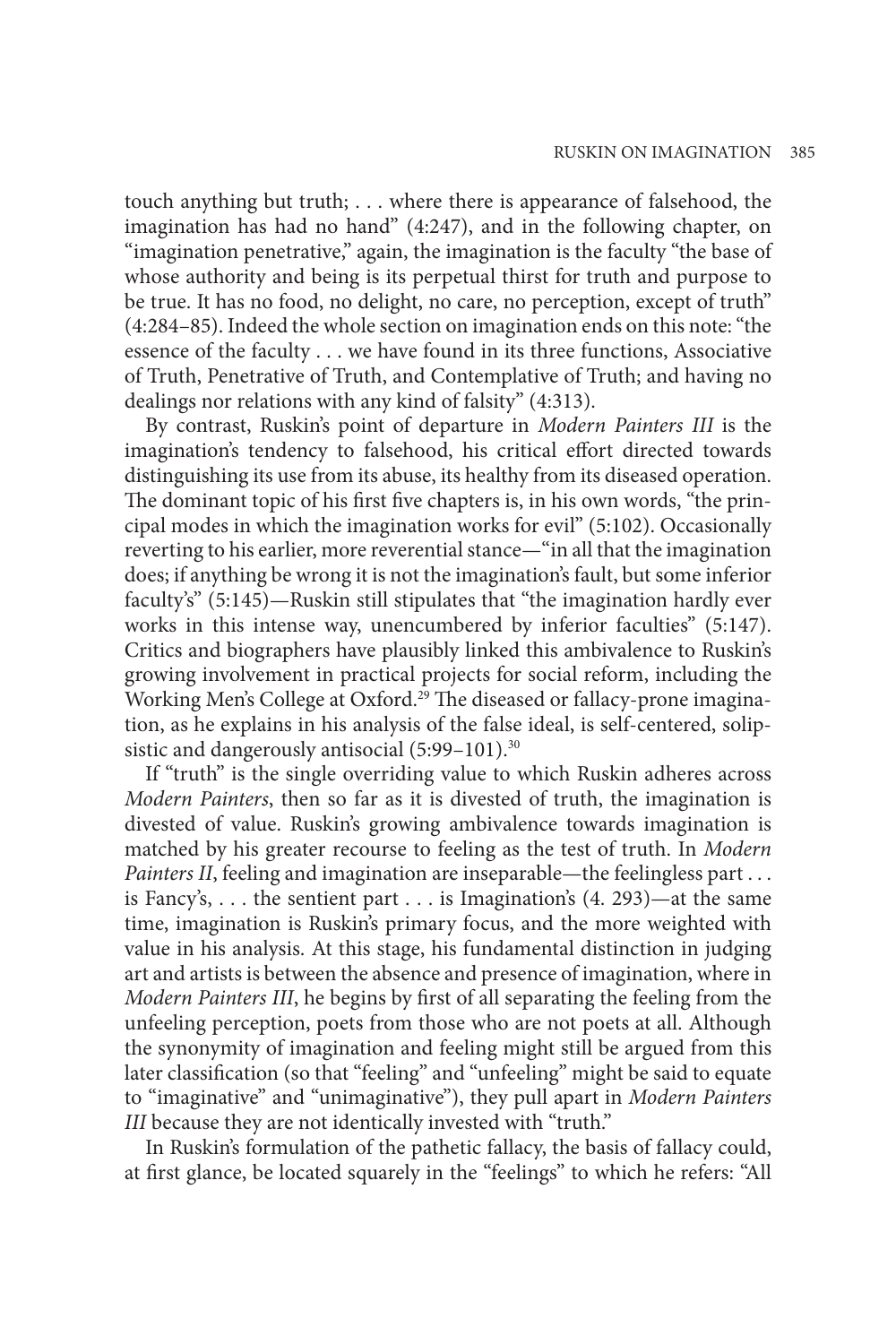touch anything but truth; . . . where there is appearance of falsehood, the imagination has had no hand" (4:247), and in the following chapter, on "imagination penetrative," again, the imagination is the faculty "the base of whose authority and being is its perpetual thirst for truth and purpose to be true. It has no food, no delight, no care, no perception, except of truth" (4:284–85). Indeed the whole section on imagination ends on this note: "the essence of the faculty . . . we have found in its three functions, Associative of Truth, Penetrative of Truth, and Contemplative of Truth; and having no dealings nor relations with any kind of falsity" (4:313).

By contrast, Ruskin's point of departure in *Modern Painters III* is the imagination's tendency to falsehood, his critical effort directed towards distinguishing its use from its abuse, its healthy from its diseased operation. The dominant topic of his first five chapters is, in his own words, "the principal modes in which the imagination works for evil" (5:102). Occasionally reverting to his earlier, more reverential stance—"in all that the imagination does; if anything be wrong it is not the imagination's fault, but some inferior faculty's" (5:145)—Ruskin still stipulates that "the imagination hardly ever works in this intense way, unencumbered by inferior faculties" (5:147). Critics and biographers have plausibly linked this ambivalence to Ruskin's growing involvement in practical projects for social reform, including the Working Men's College at Oxford.[29] The diseased or fallacy-prone imagination, as he explains in his analysis of the false ideal, is self-centered, solipsistic and dangerously antisocial (5:99–101).[30]

If "truth" is the single overriding value to which Ruskin adheres across *Modern Painters*, then so far as it is divested of truth, the imagination is divested of value. Ruskin's growing ambivalence towards imagination is matched by his greater recourse to feeling as the test of truth. In *Modern Painters II*, feeling and imagination are inseparable—the feelingless part . . . is Fancy's, . . . the sentient part . . . is Imagination's (4. 293)—at the same time, imagination is Ruskin's primary focus, and the more weighted with value in his analysis. At this stage, his fundamental distinction in judging art and artists is between the absence and presence of imagination, where in *Modern Painters III*, he begins by first of all separating the feeling from the unfeeling perception, poets from those who are not poets at all. Although the synonymity of imagination and feeling might still be argued from this later classification (so that "feeling" and "unfeeling" might be said to equate to "imaginative" and "unimaginative"), they pull apart in *Modern Painters III* because they are not identically invested with "truth."

In Ruskin's formulation of the pathetic fallacy, the basis of fallacy could, at first glance, be located squarely in the "feelings" to which he refers: "All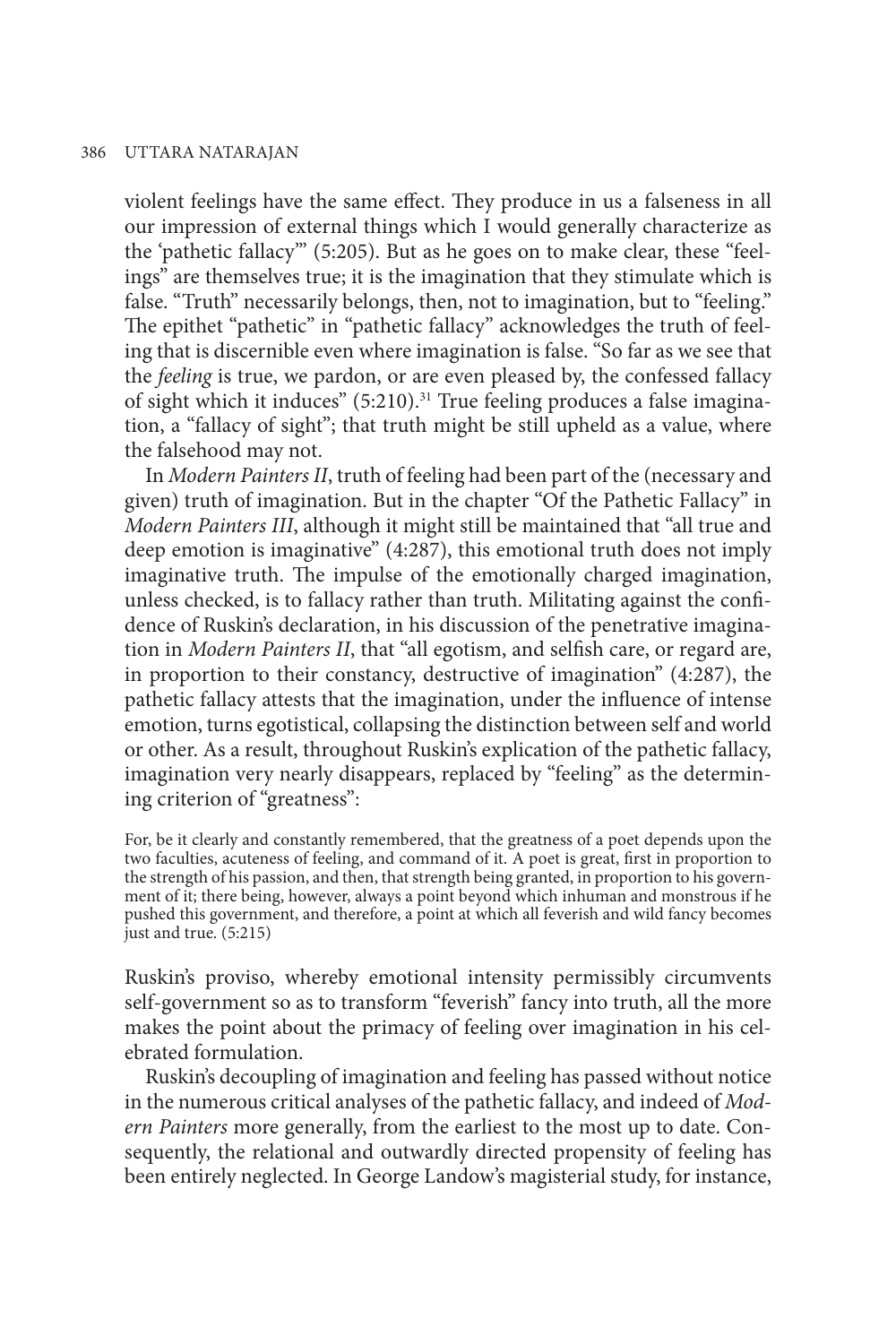violent feelings have the same effect. They produce in us a falseness in all our impression of external things which I would generally characterize as the 'pathetic fallacy'" (5:205). But as he goes on to make clear, these "feelings" are themselves true; it is the imagination that they stimulate which is false. "Truth" necessarily belongs, then, not to imagination, but to "feeling." The epithet "pathetic" in "pathetic fallacy" acknowledges the truth of feeling that is discernible even where imagination is false. "So far as we see that the *feeling* is true, we pardon, or are even pleased by, the confessed fallacy of sight which it induces" (5:210).[31] True feeling produces a false imagination, a "fallacy of sight"; that truth might be still upheld as a value, where the falsehood may not.

In *Modern Painters II*, truth of feeling had been part of the (necessary and given) truth of imagination. But in the chapter "Of the Pathetic Fallacy" in *Modern Painters III*, although it might still be maintained that "all true and deep emotion is imaginative" (4:287), this emotional truth does not imply imaginative truth. The impulse of the emotionally charged imagination, unless checked, is to fallacy rather than truth. Militating against the confidence of Ruskin's declaration, in his discussion of the penetrative imagination in *Modern Painters II*, that "all egotism, and selfish care, or regard are, in proportion to their constancy, destructive of imagination" (4:287), the pathetic fallacy attests that the imagination, under the influence of intense emotion, turns egotistical, collapsing the distinction between self and world or other. As a result, throughout Ruskin's explication of the pathetic fallacy, imagination very nearly disappears, replaced by "feeling" as the determining criterion of "greatness":

> For, be it clearly and constantly remembered, that the greatness of a poet depends upon the two faculties, acuteness of feeling, and command of it. A poet is great, first in proportion to the strength of his passion, and then, that strength being granted, in proportion to his government of it; there being, however, always a point beyond which inhuman and monstrous if he pushed this government, and therefore, a point at which all feverish and wild fancy becomes just and true. (5:215)

Ruskin's proviso, whereby emotional intensity permissibly circumvents self-government so as to transform "feverish" fancy into truth, all the more makes the point about the primacy of feeling over imagination in his celebrated formulation.

Ruskin's decoupling of imagination and feeling has passed without notice in the numerous critical analyses of the pathetic fallacy, and indeed of *Modern Painters* more generally, from the earliest to the most up to date. Consequently, the relational and outwardly directed propensity of feeling has been entirely neglected. In George Landow's magisterial study, for instance,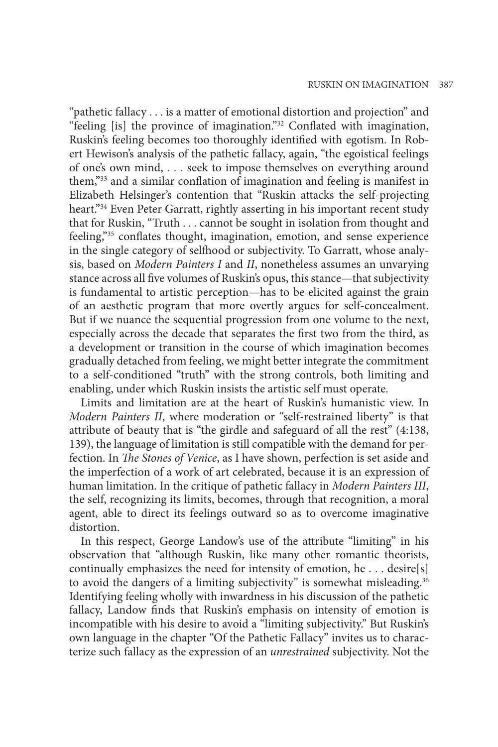"pathetic fallacy . . . is a matter of emotional distortion and projection" and "feeling [is] the province of imagination."[32] Conflated with imagination, Ruskin's feeling becomes too thoroughly identified with egotism. In Robert Hewison's analysis of the pathetic fallacy, again, "the egoistical feelings of one's own mind, . . . seek to impose themselves on everything around them,"[33] and a similar conflation of imagination and feeling is manifest in Elizabeth Helsinger's contention that "Ruskin attacks the self-projecting heart."[34] Even Peter Garratt, rightly asserting in his important recent study that for Ruskin, "Truth . . . cannot be sought in isolation from thought and feeling,"[35] conflates thought, imagination, emotion, and sense experience in the single category of selfhood or subjectivity. To Garratt, whose analysis, based on *Modern Painters I* and *II*, nonetheless assumes an unvarying stance across all five volumes of Ruskin's opus, this stance—that subjectivity is fundamental to artistic perception—has to be elicited against the grain of an aesthetic program that more overtly argues for self-concealment. But if we nuance the sequential progression from one volume to the next, especially across the decade that separates the first two from the third, as a development or transition in the course of which imagination becomes gradually detached from feeling, we might better integrate the commitment to a self-conditioned "truth" with the strong controls, both limiting and enabling, under which Ruskin insists the artistic self must operate.

Limits and limitation are at the heart of Ruskin's humanistic view. In *Modern Painters II*, where moderation or "self-restrained liberty" is that attribute of beauty that is "the girdle and safeguard of all the rest" (4:138, 139), the language of limitation is still compatible with the demand for perfection. In *The Stones of Venice*, as I have shown, perfection is set aside and the imperfection of a work of art celebrated, because it is an expression of human limitation. In the critique of pathetic fallacy in *Modern Painters III*, the self, recognizing its limits, becomes, through that recognition, a moral agent, able to direct its feelings outward so as to overcome imaginative distortion.

In this respect, George Landow's use of the attribute "limiting" in his observation that "although Ruskin, like many other romantic theorists, continually emphasizes the need for intensity of emotion, he . . . desire[s] to avoid the dangers of a limiting subjectivity" is somewhat misleading.[36] Identifying feeling wholly with inwardness in his discussion of the pathetic fallacy, Landow finds that Ruskin's emphasis on intensity of emotion is incompatible with his desire to avoid a "limiting subjectivity." But Ruskin's own language in the chapter "Of the Pathetic Fallacy" invites us to characterize such fallacy as the expression of an *unrestrained* subjectivity. Not the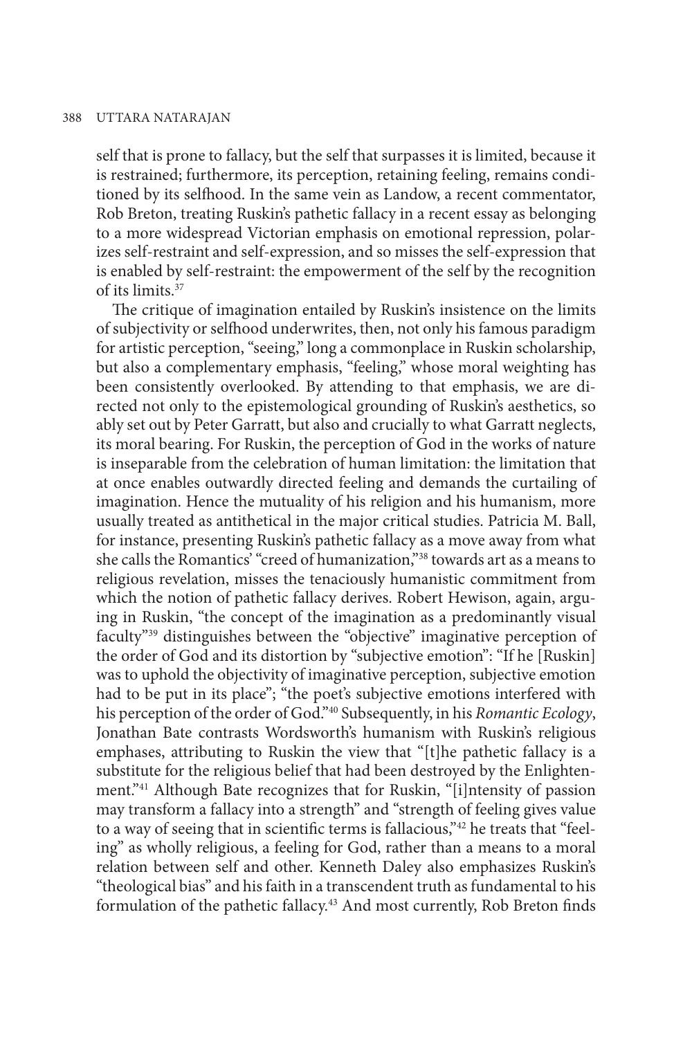self that is prone to fallacy, but the self that surpasses it is limited, because it is restrained; furthermore, its perception, retaining feeling, remains conditioned by its selfhood. In the same vein as Landow, a recent commentator, Rob Breton, treating Ruskin's pathetic fallacy in a recent essay as belonging to a more widespread Victorian emphasis on emotional repression, polarizes self-restraint and self-expression, and so misses the self-expression that is enabled by self-restraint: the empowerment of the self by the recognition of its limits.[37]

The critique of imagination entailed by Ruskin's insistence on the limits of subjectivity or selfhood underwrites, then, not only his famous paradigm for artistic perception, "seeing," long a commonplace in Ruskin scholarship, but also a complementary emphasis, "feeling," whose moral weighting has been consistently overlooked. By attending to that emphasis, we are directed not only to the epistemological grounding of Ruskin's aesthetics, so ably set out by Peter Garratt, but also and crucially to what Garratt neglects, its moral bearing. For Ruskin, the perception of God in the works of nature is inseparable from the celebration of human limitation: the limitation that at once enables outwardly directed feeling and demands the curtailing of imagination. Hence the mutuality of his religion and his humanism, more usually treated as antithetical in the major critical studies. Patricia M. Ball, for instance, presenting Ruskin's pathetic fallacy as a move away from what she calls the Romantics' "creed of humanization,"[38] towards art as a means to religious revelation, misses the tenaciously humanistic commitment from which the notion of pathetic fallacy derives. Robert Hewison, again, arguing in Ruskin, "the concept of the imagination as a predominantly visual faculty"[39] distinguishes between the "objective" imaginative perception of the order of God and its distortion by "subjective emotion": "If he [Ruskin] was to uphold the objectivity of imaginative perception, subjective emotion had to be put in its place"; "the poet's subjective emotions interfered with his perception of the order of God."[40] Subsequently, in his *Romantic Ecology*, Jonathan Bate contrasts Wordsworth's humanism with Ruskin's religious emphases, attributing to Ruskin the view that "[t]he pathetic fallacy is a substitute for the religious belief that had been destroyed by the Enlightenment."[41] Although Bate recognizes that for Ruskin, "[i]ntensity of passion may transform a fallacy into a strength" and "strength of feeling gives value to a way of seeing that in scientific terms is fallacious,"[42] he treats that "feeling" as wholly religious, a feeling for God, rather than a means to a moral relation between self and other. Kenneth Daley also emphasizes Ruskin's "theological bias" and his faith in a transcendent truth as fundamental to his formulation of the pathetic fallacy.[43] And most currently, Rob Breton finds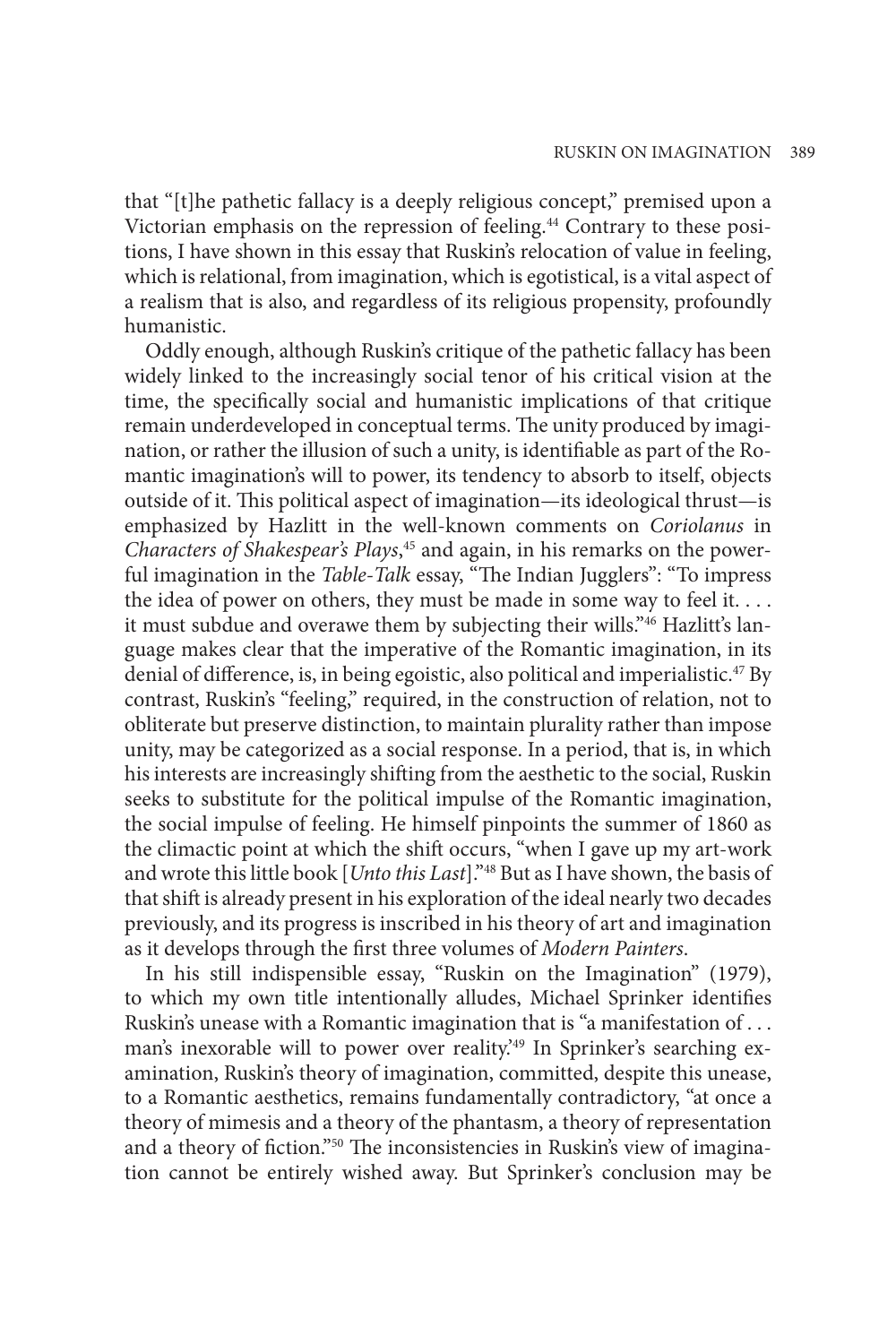that "[t]he pathetic fallacy is a deeply religious concept," premised upon a Victorian emphasis on the repression of feeling.[44] Contrary to these positions, I have shown in this essay that Ruskin's relocation of value in feeling, which is relational, from imagination, which is egotistical, is a vital aspect of a realism that is also, and regardless of its religious propensity, profoundly humanistic.

Oddly enough, although Ruskin's critique of the pathetic fallacy has been widely linked to the increasingly social tenor of his critical vision at the time, the specifically social and humanistic implications of that critique remain underdeveloped in conceptual terms. The unity produced by imagination, or rather the illusion of such a unity, is identifiable as part of the Romantic imagination's will to power, its tendency to absorb to itself, objects outside of it. This political aspect of imagination—its ideological thrust—is emphasized by Hazlitt in the well-known comments on *Coriolanus* in *Characters of Shakespear's Plays*,[45] and again, in his remarks on the powerful imagination in the *Table-Talk* essay, "The Indian Jugglers": "To impress the idea of power on others, they must be made in some way to feel it. . . . it must subdue and overawe them by subjecting their wills."[46] Hazlitt's language makes clear that the imperative of the Romantic imagination, in its denial of difference, is, in being egoistic, also political and imperialistic.[47] By contrast, Ruskin's "feeling," required, in the construction of relation, not to obliterate but preserve distinction, to maintain plurality rather than impose unity, may be categorized as a social response. In a period, that is, in which his interests are increasingly shifting from the aesthetic to the social, Ruskin seeks to substitute for the political impulse of the Romantic imagination, the social impulse of feeling. He himself pinpoints the summer of 1860 as the climactic point at which the shift occurs, "when I gave up my art-work and wrote this little book [*Unto this Last*]."[48] But as I have shown, the basis of that shift is already present in his exploration of the ideal nearly two decades previously, and its progress is inscribed in his theory of art and imagination as it develops through the first three volumes of *Modern Painters*.

In his still indispensible essay, "Ruskin on the Imagination" (1979), to which my own title intentionally alludes, Michael Sprinker identifies Ruskin's unease with a Romantic imagination that is "a manifestation of . . . man's inexorable will to power over reality."[49] In Sprinker's searching examination, Ruskin's theory of imagination, committed, despite this unease, to a Romantic aesthetics, remains fundamentally contradictory, "at once a theory of mimesis and a theory of the phantasm, a theory of representation and a theory of fiction."[50] The inconsistencies in Ruskin's view of imagination cannot be entirely wished away. But Sprinker's conclusion may be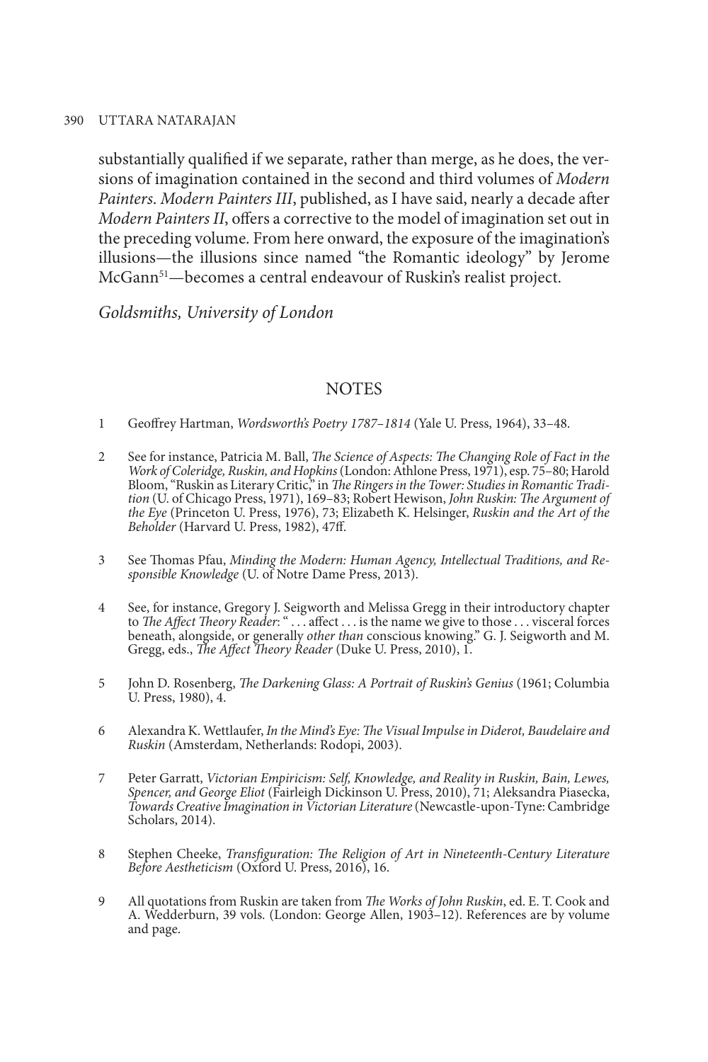substantially qualified if we separate, rather than merge, as he does, the versions of imagination contained in the second and third volumes of *Modern Painters*. *Modern Painters III*, published, as I have said, nearly a decade after *Modern Painters II*, offers a corrective to the model of imagination set out in the preceding volume. From here onward, the exposure of the imagination's illusions—the illusions since named "the Romantic ideology" by Jerome McGann[51]—becomes a central endeavour of Ruskin's realist project.

*Goldsmiths, University of London*

## NOTES

1 Geoffrey Hartman, *Wordsworth's Poetry 1787–1814* (Yale U. Press, 1964), 33–48.

2 See for instance, Patricia M. Ball, *The Science of Aspects: The Changing Role of Fact in the Work of Coleridge, Ruskin, and Hopkins* (London: Athlone Press, 1971), esp. 75–80; Harold Bloom, "Ruskin as Literary Critic," in *The Ringers in the Tower: Studies in Romantic Tradition* (U. of Chicago Press, 1971), 169–83; Robert Hewison, *John Ruskin: The Argument of the Eye* (Princeton U. Press, 1976), 73; Elizabeth K. Helsinger, *Ruskin and the Art of the Beholder* (Harvard U. Press, 1982), 47ff.

3 See Thomas Pfau, *Minding the Modern: Human Agency, Intellectual Traditions, and Responsible Knowledge* (U. of Notre Dame Press, 2013).

4 See, for instance, Gregory J. Seigworth and Melissa Gregg in their introductory chapter to *The Affect Theory Reader*: " . . . affect . . . is the name we give to those . . . visceral forces beneath, alongside, or generally *other than* conscious knowing." G. J. Seigworth and M. Gregg, eds., *The Affect Theory Reader* (Duke U. Press, 2010), 1.

5 John D. Rosenberg, *The Darkening Glass: A Portrait of Ruskin's Genius* (1961; Columbia U. Press, 1980), 4.

6 Alexandra K. Wettlaufer, *In the Mind's Eye: The Visual Impulse in Diderot, Baudelaire and Ruskin* (Amsterdam, Netherlands: Rodopi, 2003).

7 Peter Garratt, *Victorian Empiricism: Self, Knowledge, and Reality in Ruskin, Bain, Lewes, Spencer, and George Eliot* (Fairleigh Dickinson U. Press, 2010), 71; Aleksandra Piasecka, *Towards Creative Imagination in Victorian Literature* (Newcastle-upon-Tyne: Cambridge Scholars, 2014).

8 Stephen Cheeke, *Transfiguration: The Religion of Art in Nineteenth-Century Literature Before Aestheticism* (Oxford U. Press, 2016), 16.

9 All quotations from Ruskin are taken from *The Works of John Ruskin*, ed. E. T. Cook and A. Wedderburn, 39 vols. (London: George Allen, 1903–12). References are by volume and page.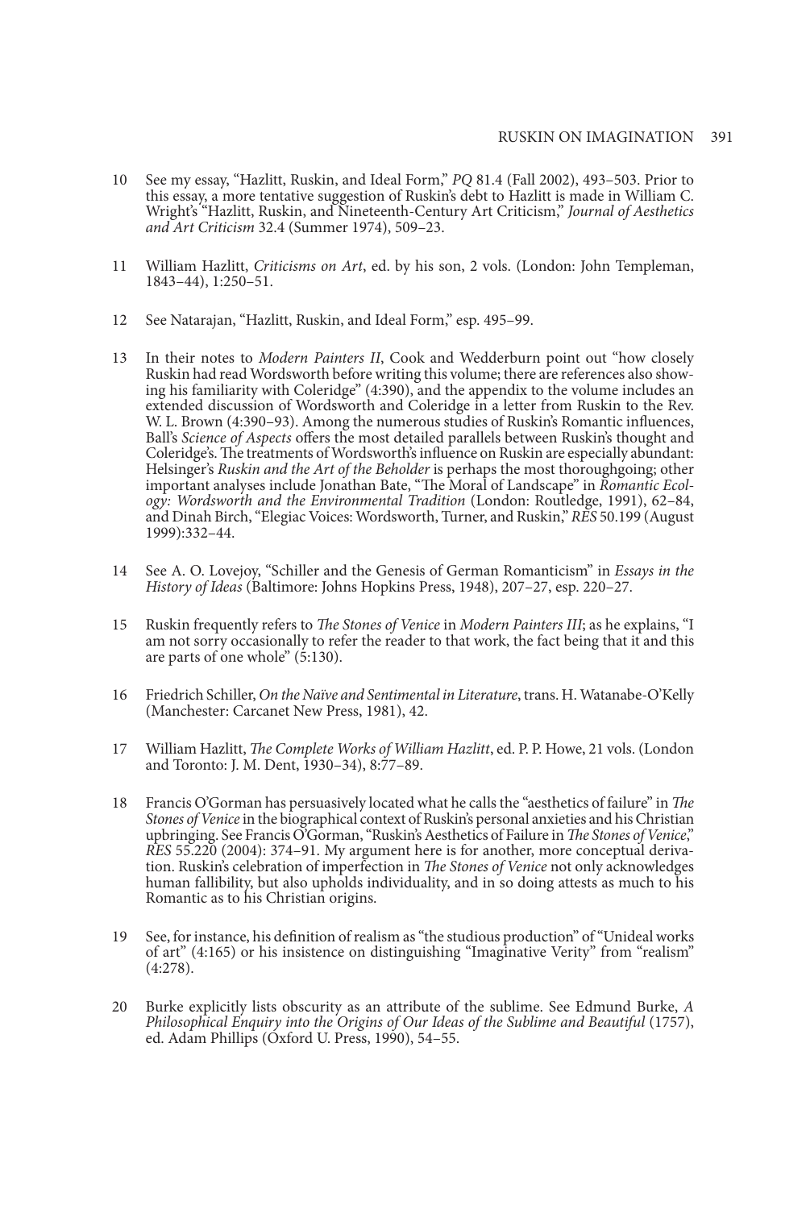10 See my essay, "Hazlitt, Ruskin, and Ideal Form," *PQ* 81.4 (Fall 2002), 493–503. Prior to this essay, a more tentative suggestion of Ruskin's debt to Hazlitt is made in William C. Wright's "Hazlitt, Ruskin, and Nineteenth-Century Art Criticism," *Journal of Aesthetics and Art Criticism* 32.4 (Summer 1974), 509–23.

11 William Hazlitt, *Criticisms on Art*, ed. by his son, 2 vols. (London: John Templeman, 1843–44), 1:250–51.

12 See Natarajan, "Hazlitt, Ruskin, and Ideal Form," esp. 495–99.

13 In their notes to *Modern Painters II*, Cook and Wedderburn point out "how closely Ruskin had read Wordsworth before writing this volume; there are references also showing his familiarity with Coleridge" (4:390), and the appendix to the volume includes an extended discussion of Wordsworth and Coleridge in a letter from Ruskin to the Rev. W. L. Brown (4:390–93). Among the numerous studies of Ruskin's Romantic influences, Ball's *Science of Aspects* offers the most detailed parallels between Ruskin's thought and Coleridge's. The treatments of Wordsworth's influence on Ruskin are especially abundant: Helsinger's *Ruskin and the Art of the Beholder* is perhaps the most thoroughgoing; other important analyses include Jonathan Bate, "The Moral of Landscape" in *Romantic Ecology: Wordsworth and the Environmental Tradition* (London: Routledge, 1991), 62–84, and Dinah Birch, "Elegiac Voices: Wordsworth, Turner, and Ruskin," *RES* 50.199 (August 1999):332–44.

14 See A. O. Lovejoy, "Schiller and the Genesis of German Romanticism" in *Essays in the History of Ideas* (Baltimore: Johns Hopkins Press, 1948), 207–27, esp. 220–27.

15 Ruskin frequently refers to *The Stones of Venice* in *Modern Painters III*; as he explains, "I am not sorry occasionally to refer the reader to that work, the fact being that it and this are parts of one whole" (5:130).

16 Friedrich Schiller, *On the Naïve and Sentimental in Literature*, trans. H. Watanabe-O'Kelly (Manchester: Carcanet New Press, 1981), 42.

17 William Hazlitt, *The Complete Works of William Hazlitt*, ed. P. P. Howe, 21 vols. (London and Toronto: J. M. Dent, 1930–34), 8:77–89.

18 Francis O'Gorman has persuasively located what he calls the "aesthetics of failure" in *The Stones of Venice* in the biographical context of Ruskin's personal anxieties and his Christian upbringing. See Francis O'Gorman, "Ruskin's Aesthetics of Failure in *The Stones of Venice*," *RES* 55.220 (2004): 374–91. My argument here is for another, more conceptual derivation. Ruskin's celebration of imperfection in *The Stones of Venice* not only acknowledges human fallibility, but also upholds individuality, and in so doing attests as much to his Romantic as to his Christian origins.

19 See, for instance, his definition of realism as "the studious production" of "Unideal works of art" (4:165) or his insistence on distinguishing "Imaginative Verity" from "realism" (4:278).

20 Burke explicitly lists obscurity as an attribute of the sublime. See Edmund Burke, *A Philosophical Enquiry into the Origins of Our Ideas of the Sublime and Beautiful* (1757), ed. Adam Phillips (Oxford U. Press, 1990), 54–55.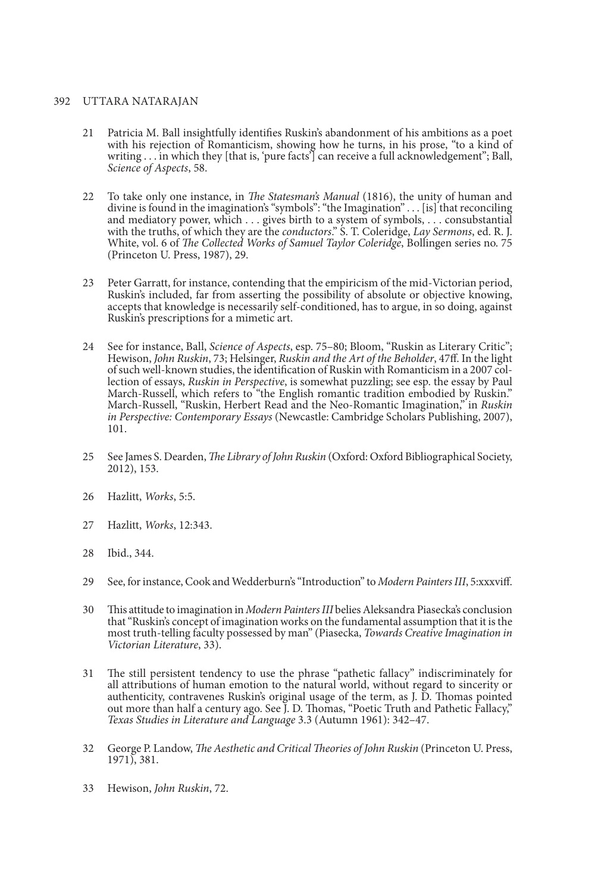21 Patricia M. Ball insightfully identifies Ruskin's abandonment of his ambitions as a poet with his rejection of Romanticism, showing how he turns, in his prose, "to a kind of writing . . . in which they [that is, 'pure facts'] can receive a full acknowledgement"; Ball, *Science of Aspects*, 58.

22 To take only one instance, in *The Statesman's Manual* (1816), the unity of human and divine is found in the imagination's "symbols": "the Imagination" . . . [is] that reconciling and mediatory power, which . . . gives birth to a system of symbols, . . . consubstantial with the truths, of which they are the *conductors*." S. T. Coleridge, *Lay Sermons*, ed. R. J. White, vol. 6 of *The Collected Works of Samuel Taylor Coleridge*, Bollingen series no. 75 (Princeton U. Press, 1987), 29.

23 Peter Garratt, for instance, contending that the empiricism of the mid-Victorian period, Ruskin's included, far from asserting the possibility of absolute or objective knowing, accepts that knowledge is necessarily self-conditioned, has to argue, in so doing, against Ruskin's prescriptions for a mimetic art.

24 See for instance, Ball, *Science of Aspects*, esp. 75–80; Bloom, "Ruskin as Literary Critic"; Hewison, *John Ruskin*, 73; Helsinger, *Ruskin and the Art of the Beholder*, 47ff. In the light of such well-known studies, the identification of Ruskin with Romanticism in a 2007 collection of essays, *Ruskin in Perspective*, is somewhat puzzling; see esp. the essay by Paul March-Russell, which refers to "the English romantic tradition embodied by Ruskin." March-Russell, "Ruskin, Herbert Read and the Neo-Romantic Imagination," in *Ruskin in Perspective: Contemporary Essays* (Newcastle: Cambridge Scholars Publishing, 2007), 101.

25 See James S. Dearden, *The Library of John Ruskin* (Oxford: Oxford Bibliographical Society, 2012), 153.

26 Hazlitt, *Works*, 5:5.

27 Hazlitt, *Works*, 12:343.

28 Ibid., 344.

29 See, for instance, Cook and Wedderburn's "Introduction" to *Modern Painters III*, 5:xxxviff.

30 This attitude to imagination in *Modern Painters III* belies Aleksandra Piasecka's conclusion that "Ruskin's concept of imagination works on the fundamental assumption that it is the most truth-telling faculty possessed by man" (Piasecka, *Towards Creative Imagination in Victorian Literature*, 33).

31 The still persistent tendency to use the phrase "pathetic fallacy" indiscriminately for all attributions of human emotion to the natural world, without regard to sincerity or authenticity, contravenes Ruskin's original usage of the term, as J. D. Thomas pointed out more than half a century ago. See J. D. Thomas, "Poetic Truth and Pathetic Fallacy," *Texas Studies in Literature and Language* 3.3 (Autumn 1961): 342–47.

32 George P. Landow, *The Aesthetic and Critical Theories of John Ruskin* (Princeton U. Press, 1971), 381.

33 Hewison, *John Ruskin*, 72.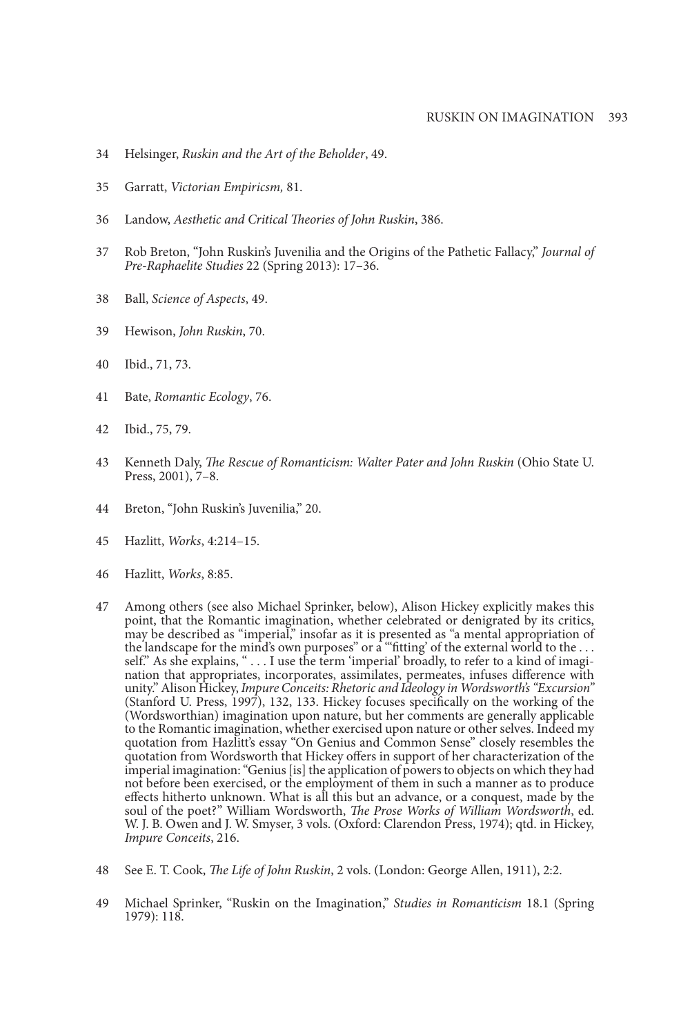34 Helsinger, *Ruskin and the Art of the Beholder*, 49.

35 Garratt, *Victorian Empiricsm,* 81.

36 Landow, *Aesthetic and Critical Theories of John Ruskin*, 386.

37 Rob Breton, "John Ruskin's Juvenilia and the Origins of the Pathetic Fallacy," *Journal of Pre-Raphaelite Studies* 22 (Spring 2013): 17–36.

38 Ball, *Science of Aspects*, 49.

39 Hewison, *John Ruskin*, 70.

40 Ibid., 71, 73.

41 Bate, *Romantic Ecology*, 76.

42 Ibid., 75, 79.

43 Kenneth Daly, *The Rescue of Romanticism: Walter Pater and John Ruskin* (Ohio State U. Press, 2001), 7–8.

44 Breton, "John Ruskin's Juvenilia," 20.

45 Hazlitt, *Works*, 4:214–15.

46 Hazlitt, *Works*, 8:85.

47 Among others (see also Michael Sprinker, below), Alison Hickey explicitly makes this point, that the Romantic imagination, whether celebrated or denigrated by its critics, may be described as "imperial," insofar as it is presented as "a mental appropriation of the landscape for the mind's own purposes" or a "'fitting' of the external world to the . . . self." As she explains, " . . . I use the term 'imperial' broadly, to refer to a kind of imagination that appropriates, incorporates, assimilates, permeates, infuses difference with unity." Alison Hickey, *Impure Conceits: Rhetoric and Ideology in Wordsworth's "Excursion"* (Stanford U. Press, 1997), 132, 133. Hickey focuses specifically on the working of the (Wordsworthian) imagination upon nature, but her comments are generally applicable to the Romantic imagination, whether exercised upon nature or other selves. Indeed my quotation from Hazlitt's essay "On Genius and Common Sense" closely resembles the quotation from Wordsworth that Hickey offers in support of her characterization of the imperial imagination: "Genius [is] the application of powers to objects on which they had not before been exercised, or the employment of them in such a manner as to produce effects hitherto unknown. What is all this but an advance, or a conquest, made by the soul of the poet?" William Wordsworth, *The Prose Works of William Wordsworth*, ed. W. J. B. Owen and J. W. Smyser, 3 vols. (Oxford: Clarendon Press, 1974); qtd. in Hickey, *Impure Conceits*, 216.

48 See E. T. Cook, *The Life of John Ruskin*, 2 vols. (London: George Allen, 1911), 2:2.

49 Michael Sprinker, "Ruskin on the Imagination," *Studies in Romanticism* 18.1 (Spring 1979): 118.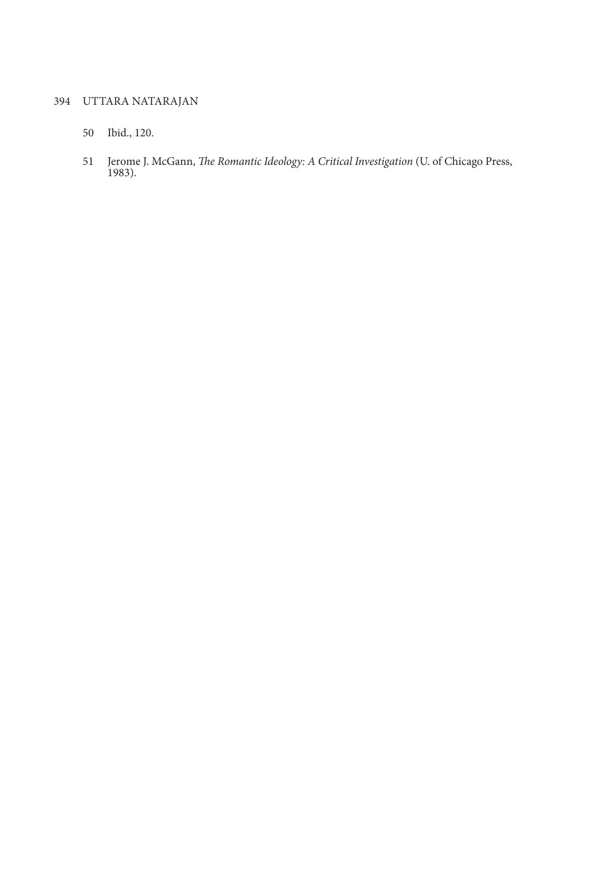50 Ibid., 120.

51 Jerome J. McGann, *The Romantic Ideology: A Critical Investigation* (U. of Chicago Press, 1983).